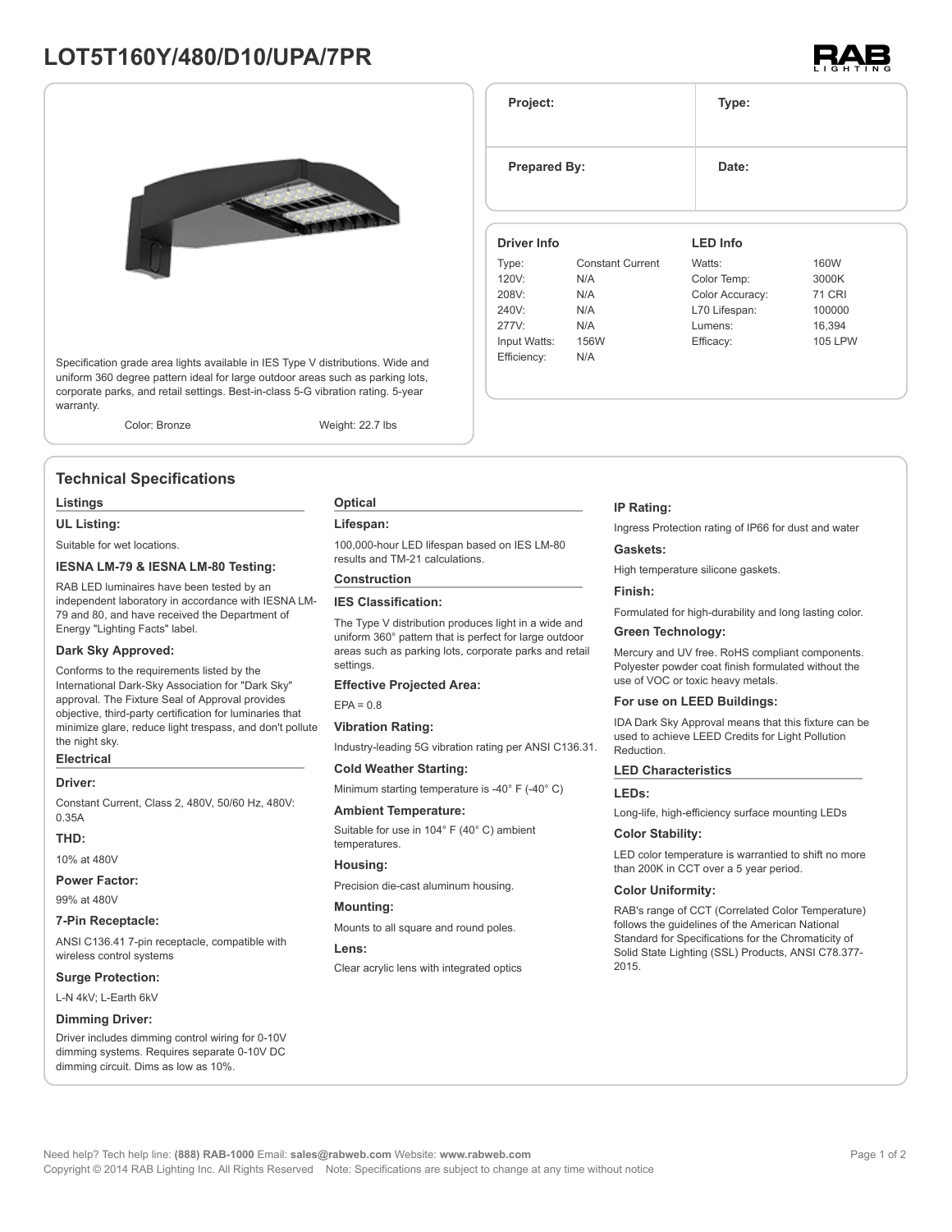# LOT5T160Y/480/D10/UPA/7PR

Specification grade area lights available in IES Type V distributions. Wide and uniform 360 degree pattern ideal for large outdoor areas such as parking lots, corporate parks, and retail settings. Best-in-class 5-G vibration rating. 5-year warranty.

Color: Bronze    Weight: 22.7 lbs

| Project: | Type: |
|---|---|
| **Prepared By:** | **Date:** |

| Driver Info | | LED Info | |
|---|---|---|---|
| Type: | Constant Current | Watts: | 160W |
| 120V: | N/A | Color Temp: | 3000K |
| 208V: | N/A | Color Accuracy: | 71 CRI |
| 240V: | N/A | L70 Lifespan: | 100000 |
| 277V: | N/A | Lumens: | 16,394 |
| Input Watts: | 156W | Efficacy: | 105 LPW |
| Efficiency: | N/A | | |

## Technical Specifications

### Listings

**UL Listing:**

Suitable for wet locations.

**IESNA LM-79 & IESNA LM-80 Testing:**

RAB LED luminaires have been tested by an independent laboratory in accordance with IESNA LM-79 and 80, and have received the Department of Energy "Lighting Facts" label.

**Dark Sky Approved:**

Conforms to the requirements listed by the International Dark-Sky Association for "Dark Sky" approval. The Fixture Seal of Approval provides objective, third-party certification for luminaries that minimize glare, reduce light trespass, and don't pollute the night sky.

### Electrical

**Driver:**

Constant Current, Class 2, 480V, 50/60 Hz, 480V: 0.35A

**THD:**

10% at 480V

**Power Factor:**

99% at 480V

**7-Pin Receptacle:**

ANSI C136.41 7-pin receptacle, compatible with wireless control systems

**Surge Protection:**

L-N 4kV; L-Earth 6kV

**Dimming Driver:**

Driver includes dimming control wiring for 0-10V dimming systems. Requires separate 0-10V DC dimming circuit. Dims as low as 10%.

### Optical

**Lifespan:**

100,000-hour LED lifespan based on IES LM-80 results and TM-21 calculations.

### Construction

**IES Classification:**

The Type V distribution produces light in a wide and uniform 360° pattern that is perfect for large outdoor areas such as parking lots, corporate parks and retail settings.

**Effective Projected Area:**

EPA = 0.8

**Vibration Rating:**

Industry-leading 5G vibration rating per ANSI C136.31.

**Cold Weather Starting:**

Minimum starting temperature is -40° F (-40° C)

**Ambient Temperature:**

Suitable for use in 104° F (40° C) ambient temperatures.

**Housing:**

Precision die-cast aluminum housing.

**Mounting:**

Mounts to all square and round poles.

**Lens:**

Clear acrylic lens with integrated optics

**IP Rating:**

Ingress Protection rating of IP66 for dust and water

**Gaskets:**

High temperature silicone gaskets.

**Finish:**

Formulated for high-durability and long lasting color.

**Green Technology:**

Mercury and UV free. RoHS compliant components. Polyester powder coat finish formulated without the use of VOC or toxic heavy metals.

**For use on LEED Buildings:**

IDA Dark Sky Approval means that this fixture can be used to achieve LEED Credits for Light Pollution Reduction.

### LED Characteristics

**LEDs:**

Long-life, high-efficiency surface mounting LEDs

**Color Stability:**

LED color temperature is warrantied to shift no more than 200K in CCT over a 5 year period.

**Color Uniformity:**

RAB's range of CCT (Correlated Color Temperature) follows the guidelines of the American National Standard for Specifications for the Chromaticity of Solid State Lighting (SSL) Products, ANSI C78.377-2015.

Need help? Tech help line: **(888) RAB-1000** Email: **sales@rabweb.com** Website: **www.rabweb.com**
Copyright © 2014 RAB Lighting Inc. All Rights Reserved Note: Specifications are subject to change at any time without notice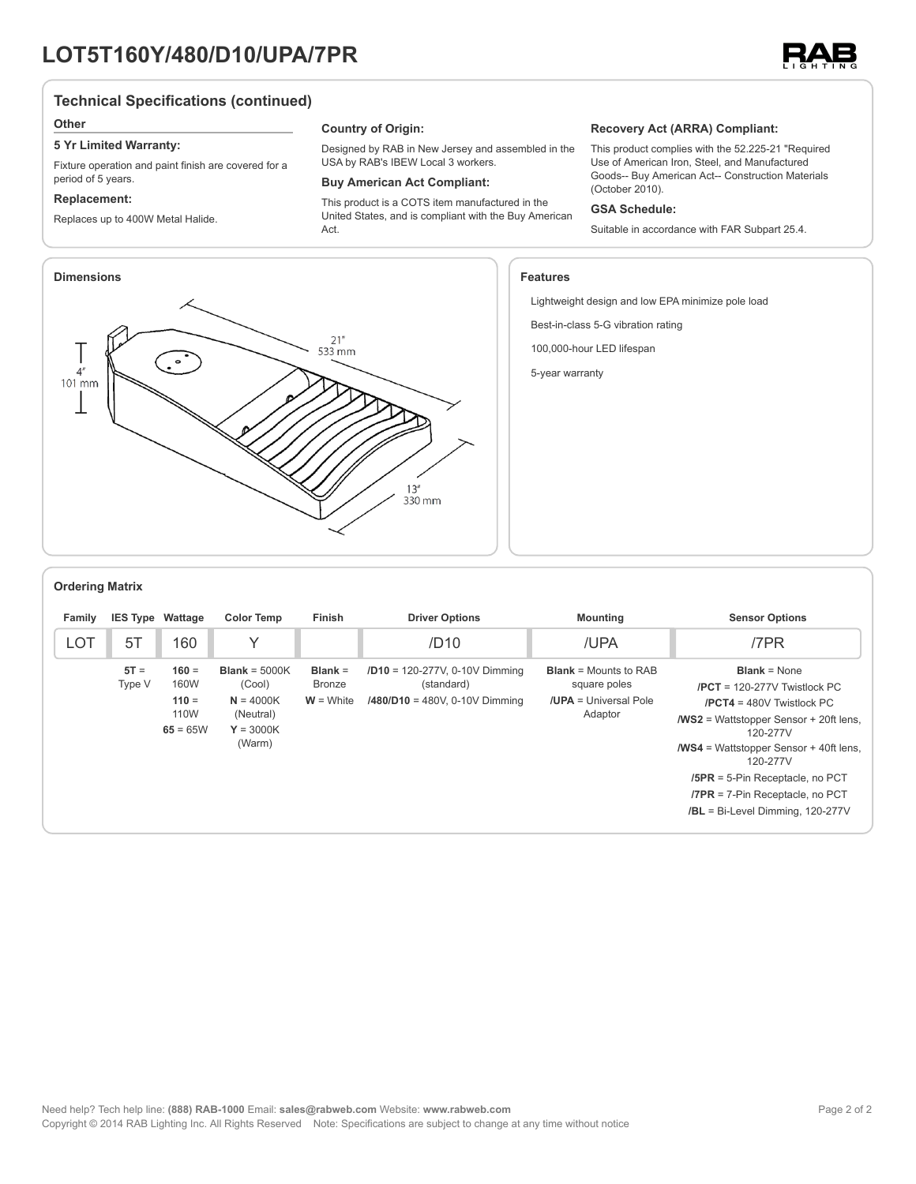# LOT5T160Y/480/D10/UPA/7PR

## Technical Specifications (continued)

### Other

**5 Yr Limited Warranty:**

Fixture operation and paint finish are covered for a period of 5 years.

**Replacement:**

Replaces up to 400W Metal Halide.

**Country of Origin:**

Designed by RAB in New Jersey and assembled in the USA by RAB's IBEW Local 3 workers.

**Buy American Act Compliant:**

This product is a COTS item manufactured in the United States, and is compliant with the Buy American Act.

**Recovery Act (ARRA) Compliant:**

This product complies with the 52.225-21 "Required Use of American Iron, Steel, and Manufactured Goods-- Buy American Act-- Construction Materials (October 2010).

**GSA Schedule:**

Suitable in accordance with FAR Subpart 25.4.

## Dimensions

4"
101 mm

21"
533 mm

13"
330 mm

## Features

- Lightweight design and low EPA minimize pole load
- Best-in-class 5-G vibration rating
- 100,000-hour LED lifespan
- 5-year warranty

## Ordering Matrix

| Family | IES Type | Wattage | Color Temp | Finish | Driver Options | Mounting | Sensor Options |
|---|---|---|---|---|---|---|---|
| LOT | 5T | 160 | Y | | /D10 | /UPA | /7PR |
| | **5T** = Type V | **160** = 160W<br>**110** = 110W<br>**65** = 65W | **Blank** = 5000K (Cool)<br>**N** = 4000K (Neutral)<br>**Y** = 3000K (Warm) | **Blank** = Bronze<br>**W** = White | **/D10** = 120-277V, 0-10V Dimming (standard)<br>**/480/D10** = 480V, 0-10V Dimming | **Blank** = Mounts to RAB square poles<br>**/UPA** = Universal Pole Adaptor | **Blank** = None<br>**/PCT** = 120-277V Twistlock PC<br>**/PCT4** = 480V Twistlock PC<br>**/WS2** = Wattstopper Sensor + 20ft lens, 120-277V<br>**/WS4** = Wattstopper Sensor + 40ft lens, 120-277V<br>**/5PR** = 5-Pin Receptacle, no PCT<br>**/7PR** = 7-Pin Receptacle, no PCT<br>**/BL** = Bi-Level Dimming, 120-277V |

Need help? Tech help line: **(888) RAB-1000** Email: **sales@rabweb.com** Website: **www.rabweb.com**
Copyright © 2014 RAB Lighting Inc. All Rights Reserved Note: Specifications are subject to change at any time without notice